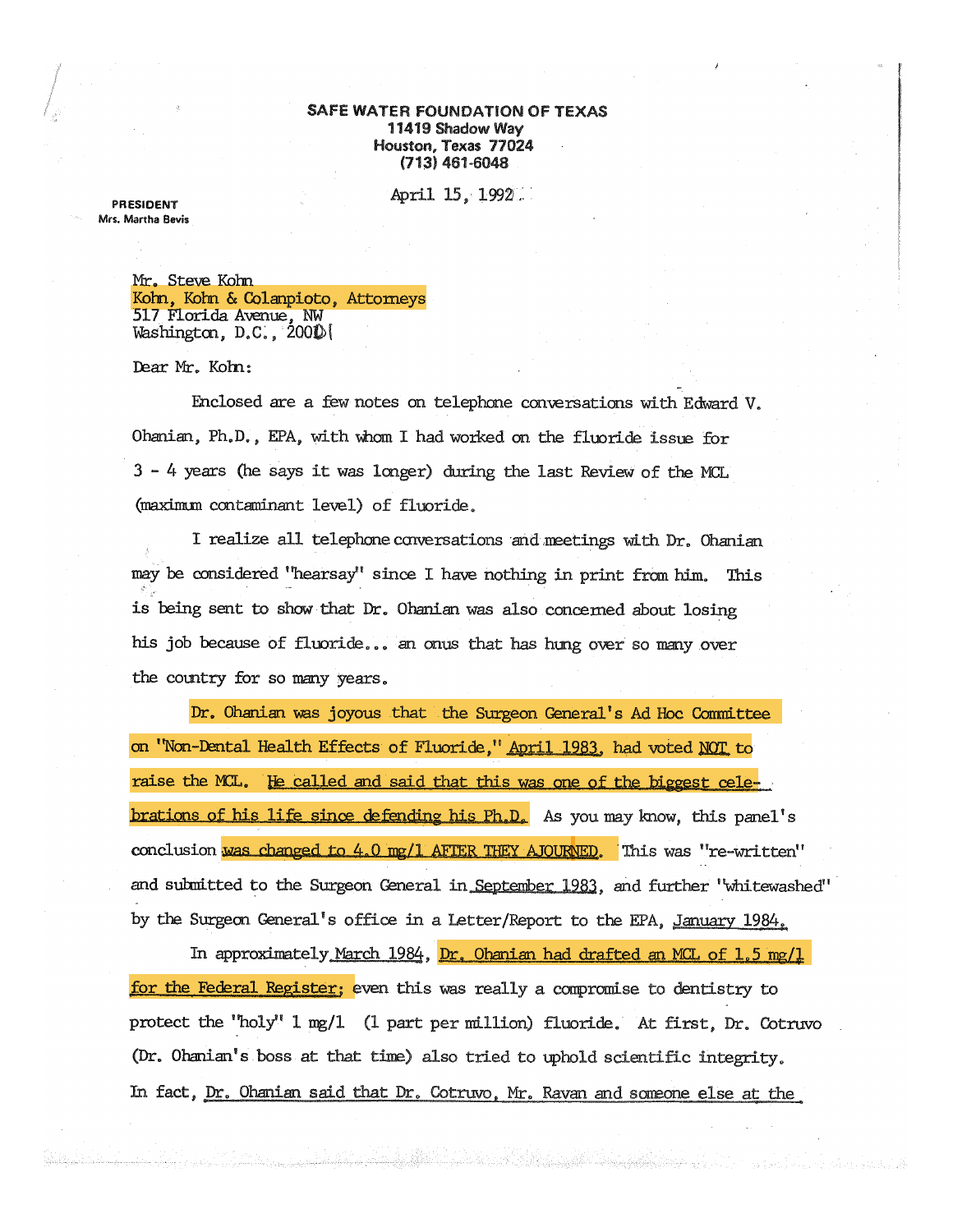**SAFE WATER FOUNDATION OF TEXAS**
**11419 Shadow Way**
**Houston, Texas 77024**
**(713) 461-6048**

**PRESIDENT**
**Mrs. Martha Bevis**

April 15, 1992

Mr. Steve Kohn
Kohn, Kohn & Colanpioto, Attorneys
517 Florida Avenue, NW
Washington, D.C., 20001

Dear Mr. Kohn:

Enclosed are a few notes on telephone conversations with Edward V. Ohanian, Ph.D., EPA, with whom I had worked on the fluoride issue for 3 - 4 years (he says it was longer) during the last Review of the MCL (maximum contaminant level) of fluoride.

I realize all telephone conversations and meetings with Dr. Ohanian may be considered "hearsay" since I have nothing in print from him. This is being sent to show that Dr. Ohanian was also concerned about losing his job because of fluoride... an onus that has hung over so many over the country for so many years.

Dr. Ohanian was joyous that the Surgeon General's Ad Hoc Committee on "Non-Dental Health Effects of Fluoride," April 1983, had voted NOT to raise the MCL. He called and said that this was one of the biggest celebrations of his life since defending his Ph.D. As you may know, this panel's conclusion was changed to 4.0 mg/l AFTER THEY AJOURNED. This was "re-written" and submitted to the Surgeon General in September 1983, and further "whitewashed" by the Surgeon General's office in a Letter/Report to the EPA, January 1984.

In approximately March 1984, Dr. Ohanian had drafted an MCL of 1.5 mg/l for the Federal Register; even this was really a compromise to dentistry to protect the "holy" 1 mg/l (1 part per million) fluoride. At first, Dr. Cotruvo (Dr. Ohanian's boss at that time) also tried to uphold scientific integrity. In fact, Dr. Ohanian said that Dr. Cotruvo, Mr. Ravan and someone else at the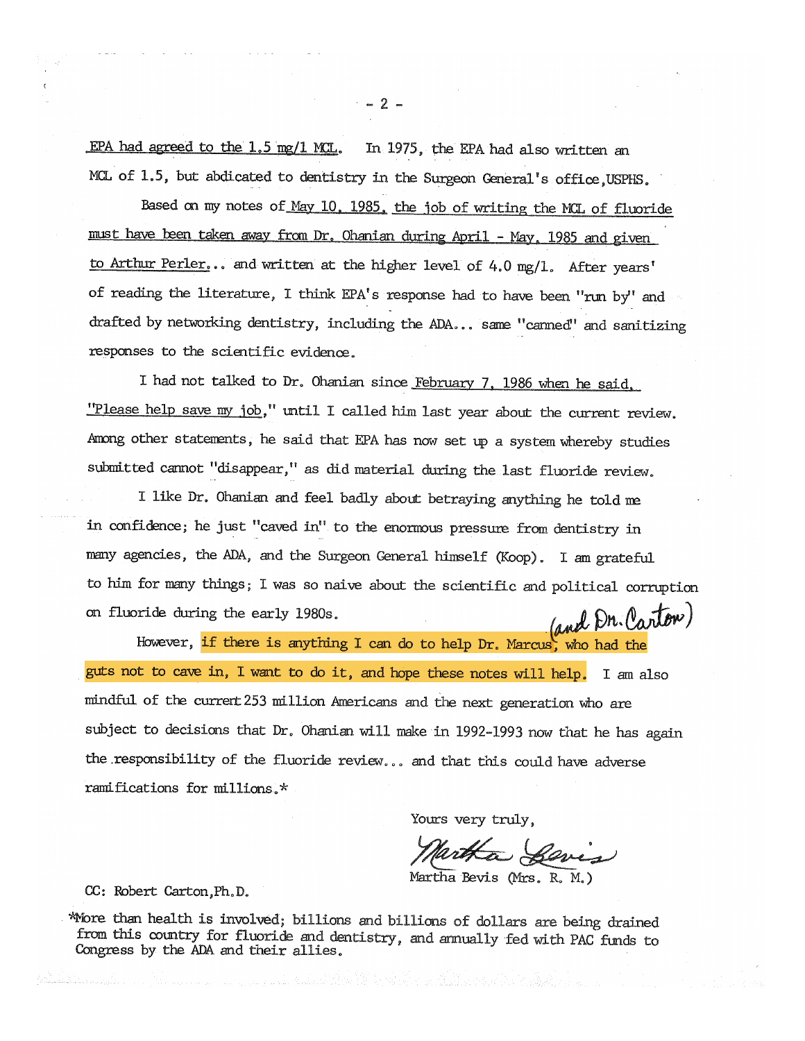EPA had agreed to the 1.5 mg/1 MCL. In 1975, the EPA had also written an MCL of 1.5, but abdicated to dentistry in the Surgeon General's office, USPHS.

Based on my notes of May 10, 1985, the job of writing the MCL of fluoride must have been taken away from Dr. Ohanian during April - May, 1985 and given to Arthur Perler... and written at the higher level of 4.0 mg/l. After years' of reading the literature, I think EPA's response had to have been "run by" and drafted by networking dentistry, including the ADA... same "canned" and sanitizing responses to the scientific evidence.

I had not talked to Dr. Ohanian since February 7, 1986 when he said, "Please help save my job," until I called him last year about the current review. Among other statements, he said that EPA has now set up a system whereby studies submitted cannot "disappear," as did material during the last fluoride review.

I like Dr. Ohanian and feel badly about betraying anything he told me in confidence; he just "caved in" to the enormous pressure from dentistry in many agencies, the ADA, and the Surgeon General himself (Koop). I am grateful to him for many things; I was so naive about the scientific and political corruption on fluoride during the early 1980s.

However, if there is anything I can do to help Dr. Marcus (and Dr. Carton), who had the guts not to cave in, I want to do it, and hope these notes will help. I am also mindful of the current 253 million Americans and the next generation who are subject to decisions that Dr. Ohanian will make in 1992-1993 now that he has again the responsibility of the fluoride review... and that this could have adverse ramifications for millions.*

Yours very truly,

Martha Bevis

Martha Bevis (Mrs. R. M.)

CC: Robert Carton, Ph.D.

*More than health is involved; billions and billions of dollars are being drained from this country for fluoride and dentistry, and annually fed with PAC funds to Congress by the ADA and their allies.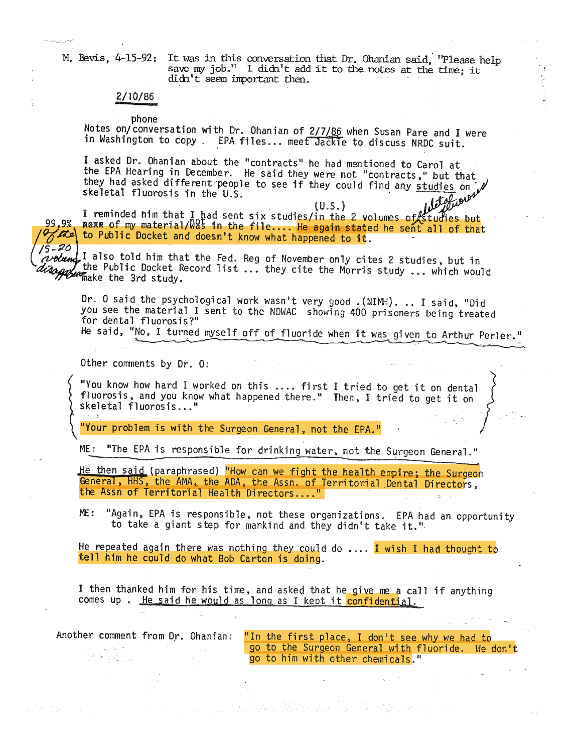M. Bevis, 4-15-92: It was in this conversation that Dr. Ohanian said, "Please help save my job." I didn't add it to the notes at the time; it didn't seem important then.

2/10/86

Notes on phone conversation with Dr. Ohanian of 2/7/86 when Susan Pare and I were in Washington to copy EPA files... meet Jackie to discuss NRDC suit.

I asked Dr. Ohanian about the "contracts" he had mentioned to Carol at the EPA Hearing in December. He said they were not "contracts," but that they had asked different people to see if they could find any studies on skeletal fluorosis in the U.S.

I reminded him that I had sent six studies (U.S.) in the 2 volumes of skeletal fluorosis studies but none of my material was in the file.... He again stated he sent all of that to Public Docket and doesn't know what happened to it.

99.9% of the 15-20 volumes disappeared

I also told him that the Fed. Reg of November only cites 2 studies, but in the Public Docket Record list ... they cite the Morris study ... which would make the 3rd study.

Dr. O said the psychological work wasn't very good. (NIMH). .. I said, "Did you see the material I sent to the NDWAC showing 400 prisoners being treated for dental fluorosis?"
He said, "No, I turned myself off of fluoride when it was given to Arthur Perler."

Other comments by Dr. O:

"You know how hard I worked on this .... first I tried to get it on dental fluorosis, and you know what happened there." Then, I tried to get it on skeletal fluorosis..."

"Your problem is with the Surgeon General, not the EPA."

ME: "The EPA is responsible for drinking water, not the Surgeon General."

He then said (paraphrased) "How can we fight the health empire; the Surgeon General, HHS, the AMA, the ADA, the Assn. of Territorial Dental Directors, the Assn of Territorial Health Directors...."

ME: "Again, EPA is responsible, not these organizations. EPA had an opportunity to take a giant step for mankind and they didn't take it."

He repeated again there was nothing they could do .... I wish I had thought to tell him he could do what Bob Carton is doing.

I then thanked him for his time, and asked that he give me a call if anything comes up. He said he would as long as I kept it confidential.

Another comment from Dr. Ohanian: "In the first place, I don't see why we had to go to the Surgeon General with fluoride. We don't go to him with other chemicals."